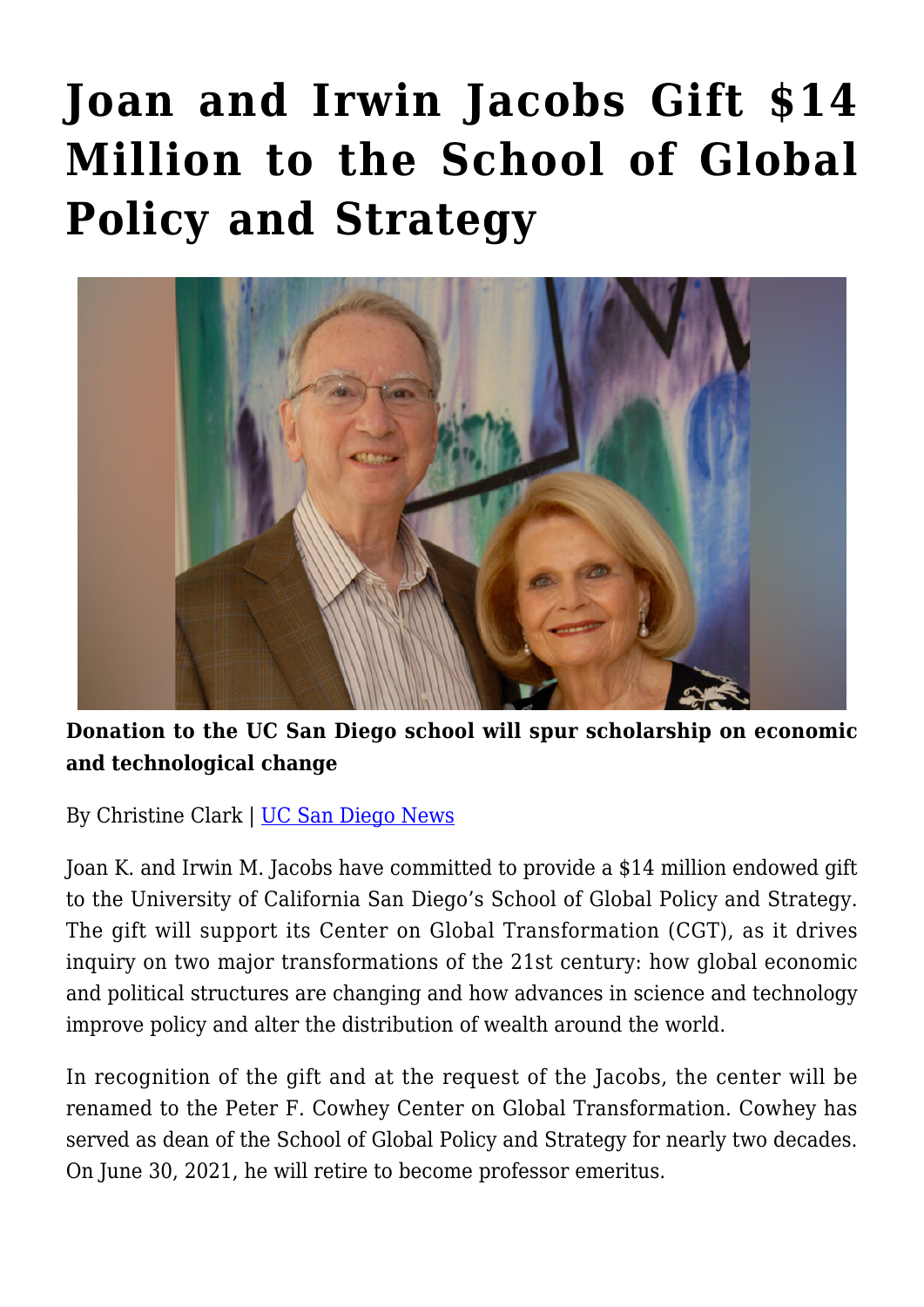# Joan and Irwin Jacobs Gift $14 Million to the School of Global Policy and Strategy

**Donation to the UC San Diego school will spur scholarship on economic and technological change**

By Christine Clark | [UC San Diego News]

Joan K. and Irwin M. Jacobs have committed to provide a $14 million endowed gift to the University of California San Diego's School of Global Policy and Strategy. The gift will support its Center on Global Transformation (CGT), as it drives inquiry on two major transformations of the 21st century: how global economic and political structures are changing and how advances in science and technology improve policy and alter the distribution of wealth around the world.

In recognition of the gift and at the request of the Jacobs, the center will be renamed to the Peter F. Cowhey Center on Global Transformation. Cowhey has served as dean of the School of Global Policy and Strategy for nearly two decades. On June 30, 2021, he will retire to become professor emeritus.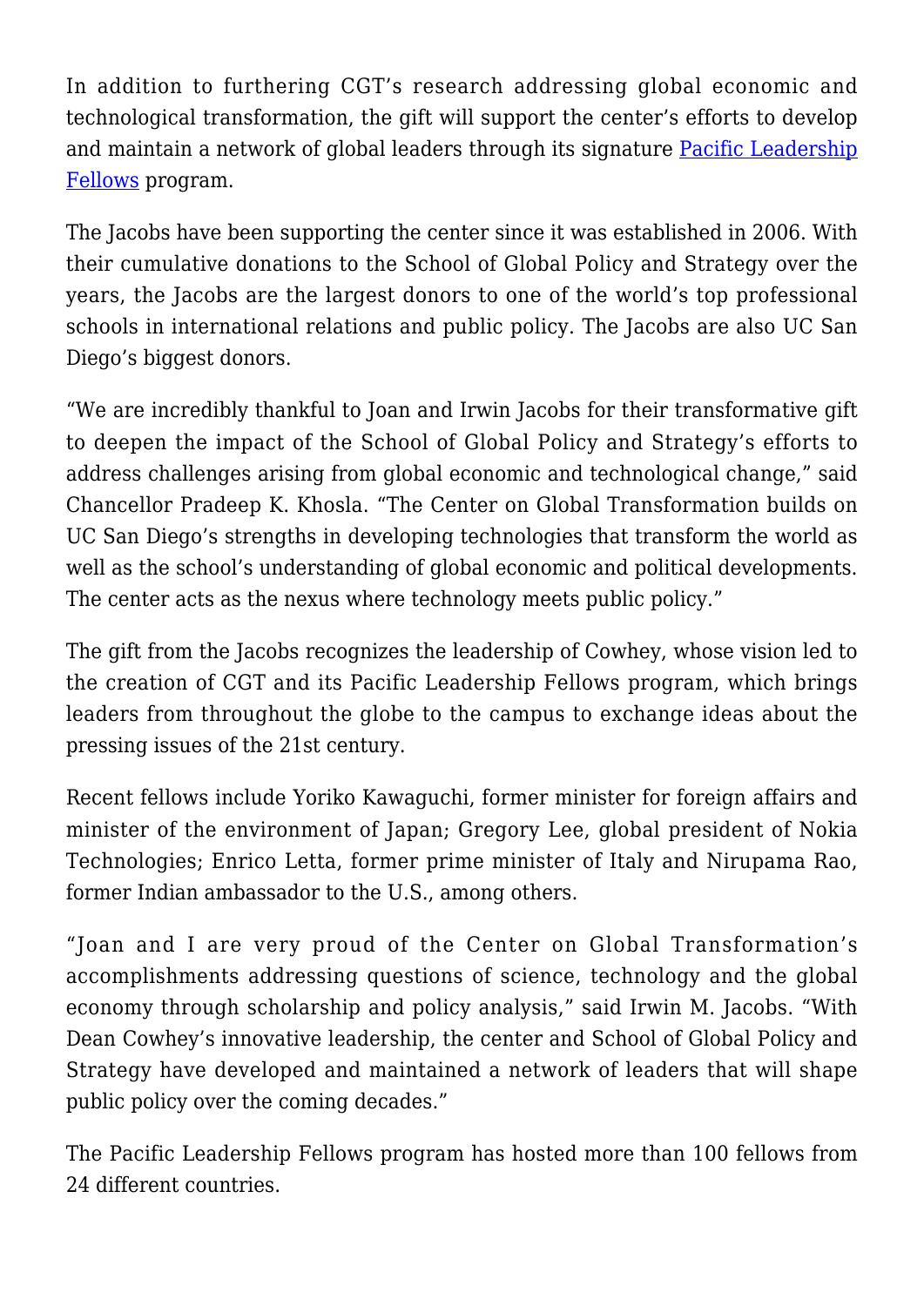In addition to furthering CGT's research addressing global economic and technological transformation, the gift will support the center's efforts to develop and maintain a network of global leaders through its signature [Pacific Leadership Fellows]() program.

The Jacobs have been supporting the center since it was established in 2006. With their cumulative donations to the School of Global Policy and Strategy over the years, the Jacobs are the largest donors to one of the world's top professional schools in international relations and public policy. The Jacobs are also UC San Diego's biggest donors.

"We are incredibly thankful to Joan and Irwin Jacobs for their transformative gift to deepen the impact of the School of Global Policy and Strategy's efforts to address challenges arising from global economic and technological change," said Chancellor Pradeep K. Khosla. "The Center on Global Transformation builds on UC San Diego's strengths in developing technologies that transform the world as well as the school's understanding of global economic and political developments. The center acts as the nexus where technology meets public policy."

The gift from the Jacobs recognizes the leadership of Cowhey, whose vision led to the creation of CGT and its Pacific Leadership Fellows program, which brings leaders from throughout the globe to the campus to exchange ideas about the pressing issues of the 21st century.

Recent fellows include Yoriko Kawaguchi, former minister for foreign affairs and minister of the environment of Japan; Gregory Lee, global president of Nokia Technologies; Enrico Letta, former prime minister of Italy and Nirupama Rao, former Indian ambassador to the U.S., among others.

"Joan and I are very proud of the Center on Global Transformation's accomplishments addressing questions of science, technology and the global economy through scholarship and policy analysis," said Irwin M. Jacobs. "With Dean Cowhey's innovative leadership, the center and School of Global Policy and Strategy have developed and maintained a network of leaders that will shape public policy over the coming decades."

The Pacific Leadership Fellows program has hosted more than 100 fellows from 24 different countries.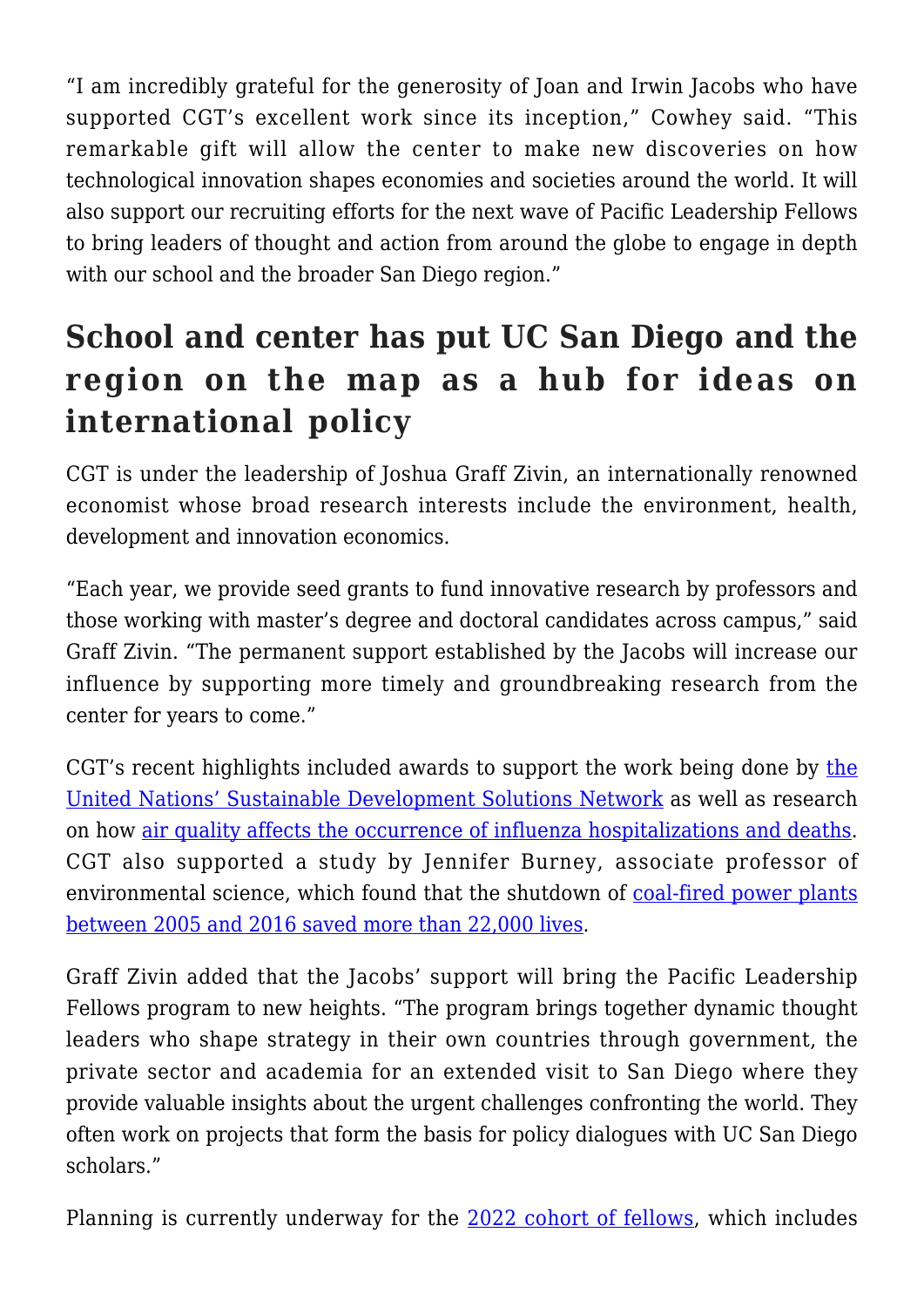"I am incredibly grateful for the generosity of Joan and Irwin Jacobs who have supported CGT's excellent work since its inception," Cowhey said. "This remarkable gift will allow the center to make new discoveries on how technological innovation shapes economies and societies around the world. It will also support our recruiting efforts for the next wave of Pacific Leadership Fellows to bring leaders of thought and action from around the globe to engage in depth with our school and the broader San Diego region."

## School and center has put UC San Diego and the region on the map as a hub for ideas on international policy

CGT is under the leadership of Joshua Graff Zivin, an internationally renowned economist whose broad research interests include the environment, health, development and innovation economics.

"Each year, we provide seed grants to fund innovative research by professors and those working with master's degree and doctoral candidates across campus," said Graff Zivin. "The permanent support established by the Jacobs will increase our influence by supporting more timely and groundbreaking research from the center for years to come."

CGT's recent highlights included awards to support the work being done by the United Nations' Sustainable Development Solutions Network as well as research on how air quality affects the occurrence of influenza hospitalizations and deaths. CGT also supported a study by Jennifer Burney, associate professor of environmental science, which found that the shutdown of coal-fired power plants between 2005 and 2016 saved more than 22,000 lives.

Graff Zivin added that the Jacobs' support will bring the Pacific Leadership Fellows program to new heights. "The program brings together dynamic thought leaders who shape strategy in their own countries through government, the private sector and academia for an extended visit to San Diego where they provide valuable insights about the urgent challenges confronting the world. They often work on projects that form the basis for policy dialogues with UC San Diego scholars."

Planning is currently underway for the 2022 cohort of fellows, which includes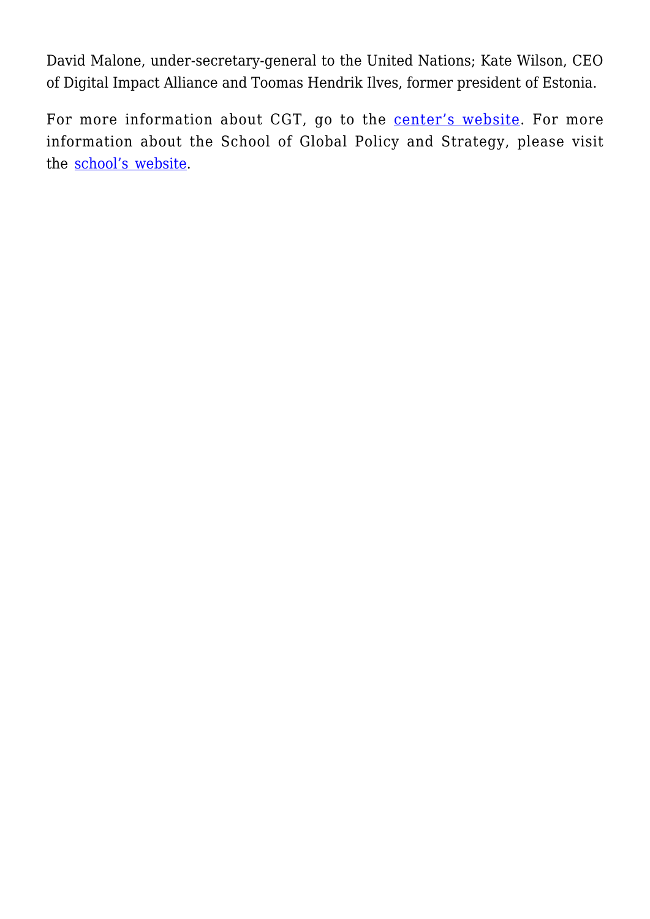David Malone, under-secretary-general to the United Nations; Kate Wilson, CEO of Digital Impact Alliance and Toomas Hendrik Ilves, former president of Estonia.

For more information about CGT, go to the center's website. For more information about the School of Global Policy and Strategy, please visit the school's website.